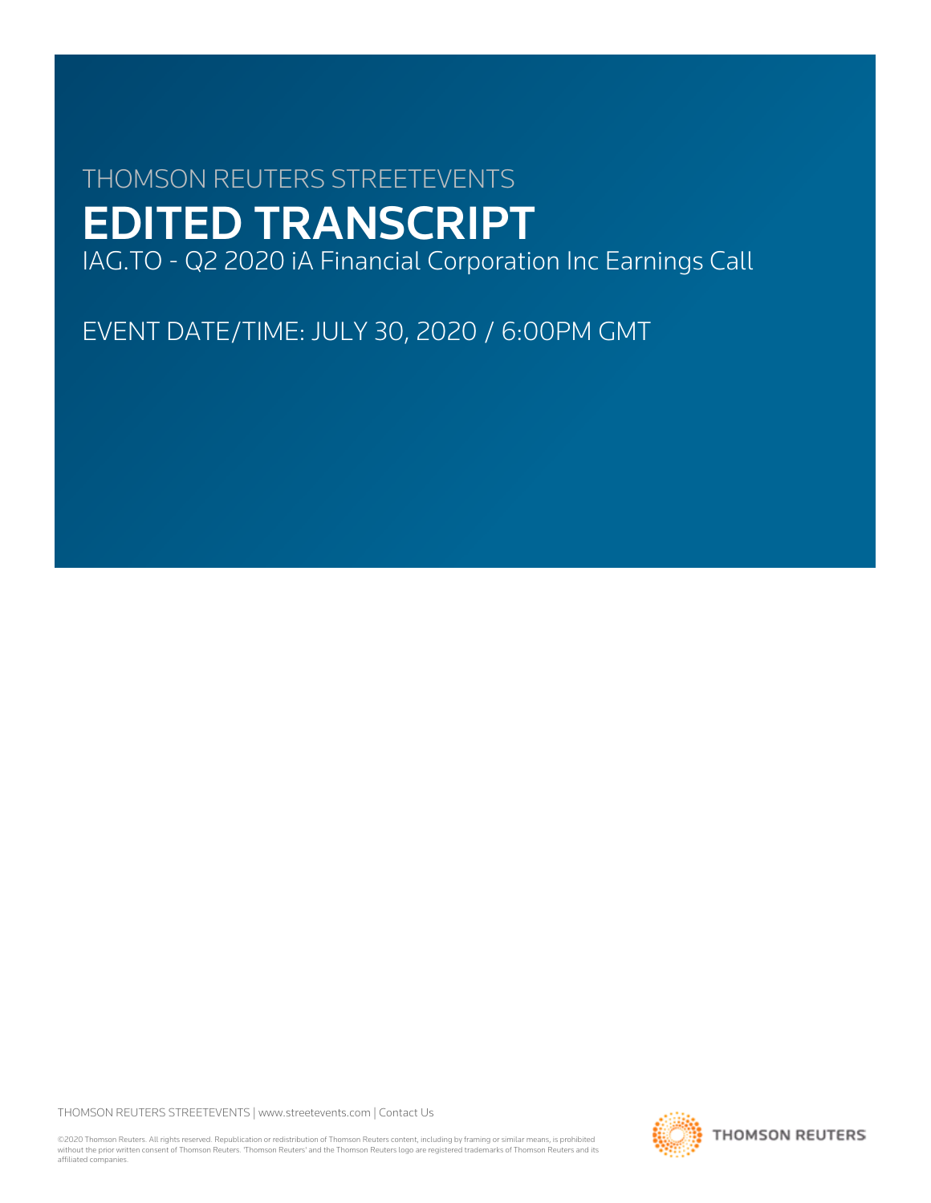THOMSON REUTERS STREETEVENTS

# EDITED TRANSCRIPT

IAG.TO - Q2 2020 iA Financial Corporation Inc Earnings Call

EVENT DATE/TIME: JULY 30, 2020 / 6:00PM GMT

THOMSON REUTERS STREETEVENTS | www.streetevents.com | Contact Us

©2020 Thomson Reuters. All rights reserved. Republication or redistribution of Thomson Reuters content, including by framing or similar means, is prohibited without the prior written consent of Thomson Reuters. 'Thomson Reuters' and the Thomson Reuters logo are registered trademarks of Thomson Reuters and its affiliated companies.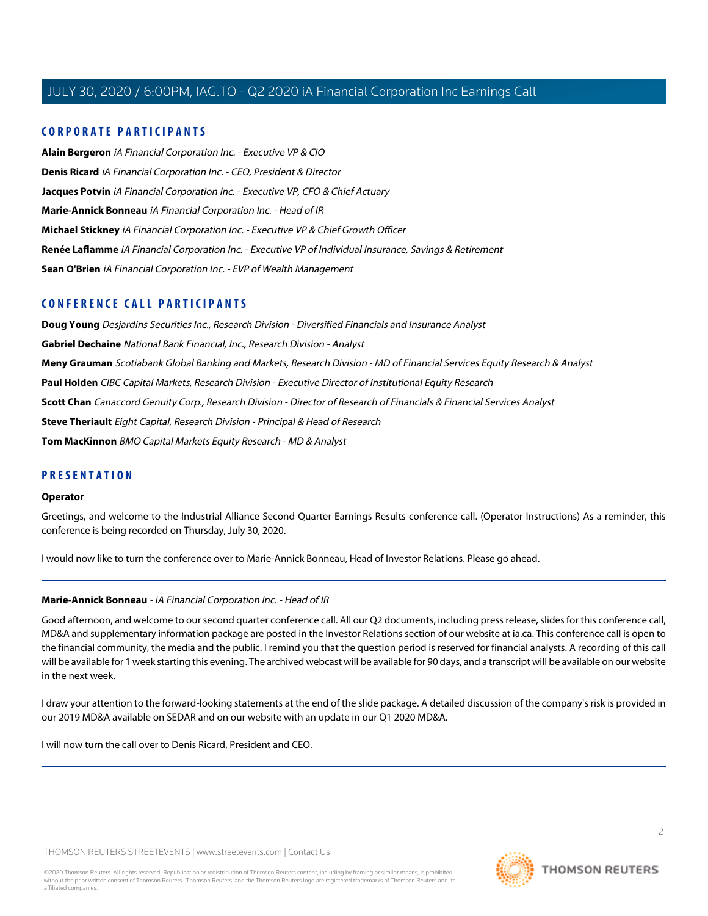## CORPORATE PARTICIPANTS

**Alain Bergeron** *iA Financial Corporation Inc. - Executive VP & CIO*

**Denis Ricard** *iA Financial Corporation Inc. - CEO, President & Director*

**Jacques Potvin** *iA Financial Corporation Inc. - Executive VP, CFO & Chief Actuary*

**Marie-Annick Bonneau** *iA Financial Corporation Inc. - Head of IR*

**Michael Stickney** *iA Financial Corporation Inc. - Executive VP & Chief Growth Officer*

**Renée Laflamme** *iA Financial Corporation Inc. - Executive VP of Individual Insurance, Savings & Retirement*

**Sean O'Brien** *iA Financial Corporation Inc. - EVP of Wealth Management*

## CONFERENCE CALL PARTICIPANTS

**Doug Young** *Desjardins Securities Inc., Research Division - Diversified Financials and Insurance Analyst*

**Gabriel Dechaine** *National Bank Financial, Inc., Research Division - Analyst*

**Meny Grauman** *Scotiabank Global Banking and Markets, Research Division - MD of Financial Services Equity Research & Analyst*

**Paul Holden** *CIBC Capital Markets, Research Division - Executive Director of Institutional Equity Research*

**Scott Chan** *Canaccord Genuity Corp., Research Division - Director of Research of Financials & Financial Services Analyst*

**Steve Theriault** *Eight Capital, Research Division - Principal & Head of Research*

**Tom MacKinnon** *BMO Capital Markets Equity Research - MD & Analyst*

## PRESENTATION

### Operator

Greetings, and welcome to the Industrial Alliance Second Quarter Earnings Results conference call. (Operator Instructions) As a reminder, this conference is being recorded on Thursday, July 30, 2020.

I would now like to turn the conference over to Marie-Annick Bonneau, Head of Investor Relations. Please go ahead.

---

### Marie-Annick Bonneau - *iA Financial Corporation Inc. - Head of IR*

Good afternoon, and welcome to our second quarter conference call. All our Q2 documents, including press release, slides for this conference call, MD&A and supplementary information package are posted in the Investor Relations section of our website at ia.ca. This conference call is open to the financial community, the media and the public. I remind you that the question period is reserved for financial analysts. A recording of this call will be available for 1 week starting this evening. The archived webcast will be available for 90 days, and a transcript will be available on our website in the next week.

I draw your attention to the forward-looking statements at the end of the slide package. A detailed discussion of the company's risk is provided in our 2019 MD&A available on SEDAR and on our website with an update in our Q1 2020 MD&A.

I will now turn the call over to Denis Ricard, President and CEO.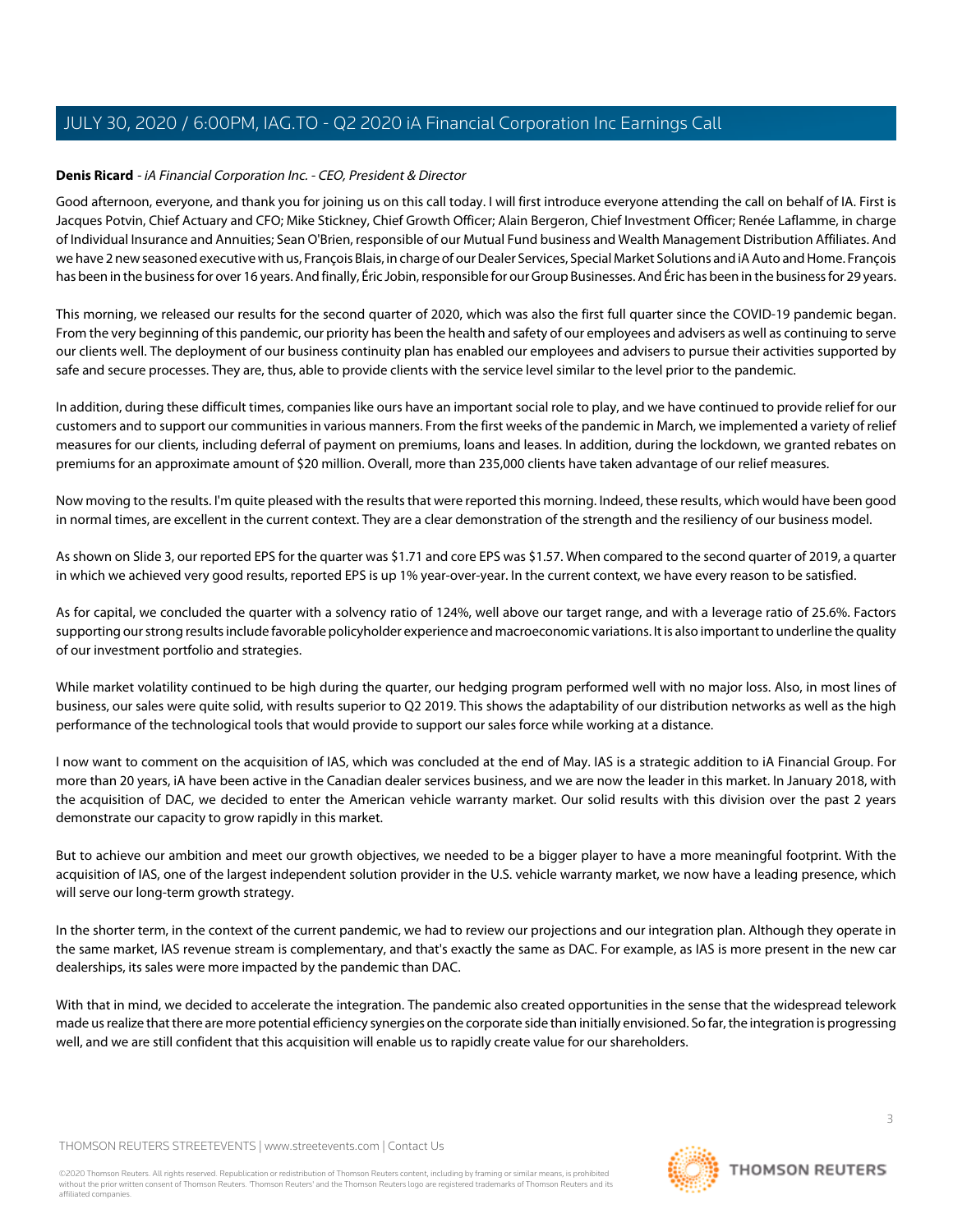**Denis Ricard** *- iA Financial Corporation Inc. - CEO, President & Director*

Good afternoon, everyone, and thank you for joining us on this call today. I will first introduce everyone attending the call on behalf of IA. First is Jacques Potvin, Chief Actuary and CFO; Mike Stickney, Chief Growth Officer; Alain Bergeron, Chief Investment Officer; Renée Laflamme, in charge of Individual Insurance and Annuities; Sean O'Brien, responsible of our Mutual Fund business and Wealth Management Distribution Affiliates. And we have 2 new seasoned executive with us, François Blais, in charge of our Dealer Services, Special Market Solutions and iA Auto and Home. François has been in the business for over 16 years. And finally, Éric Jobin, responsible for our Group Businesses. And Éric has been in the business for 29 years.

This morning, we released our results for the second quarter of 2020, which was also the first full quarter since the COVID-19 pandemic began. From the very beginning of this pandemic, our priority has been the health and safety of our employees and advisers as well as continuing to serve our clients well. The deployment of our business continuity plan has enabled our employees and advisers to pursue their activities supported by safe and secure processes. They are, thus, able to provide clients with the service level similar to the level prior to the pandemic.

In addition, during these difficult times, companies like ours have an important social role to play, and we have continued to provide relief for our customers and to support our communities in various manners. From the first weeks of the pandemic in March, we implemented a variety of relief measures for our clients, including deferral of payment on premiums, loans and leases. In addition, during the lockdown, we granted rebates on premiums for an approximate amount of $20 million. Overall, more than 235,000 clients have taken advantage of our relief measures.

Now moving to the results. I'm quite pleased with the results that were reported this morning. Indeed, these results, which would have been good in normal times, are excellent in the current context. They are a clear demonstration of the strength and the resiliency of our business model.

As shown on Slide 3, our reported EPS for the quarter was $1.71 and core EPS was $1.57. When compared to the second quarter of 2019, a quarter in which we achieved very good results, reported EPS is up 1% year-over-year. In the current context, we have every reason to be satisfied.

As for capital, we concluded the quarter with a solvency ratio of 124%, well above our target range, and with a leverage ratio of 25.6%. Factors supporting our strong results include favorable policyholder experience and macroeconomic variations. It is also important to underline the quality of our investment portfolio and strategies.

While market volatility continued to be high during the quarter, our hedging program performed well with no major loss. Also, in most lines of business, our sales were quite solid, with results superior to Q2 2019. This shows the adaptability of our distribution networks as well as the high performance of the technological tools that would provide to support our sales force while working at a distance.

I now want to comment on the acquisition of IAS, which was concluded at the end of May. IAS is a strategic addition to iA Financial Group. For more than 20 years, iA have been active in the Canadian dealer services business, and we are now the leader in this market. In January 2018, with the acquisition of DAC, we decided to enter the American vehicle warranty market. Our solid results with this division over the past 2 years demonstrate our capacity to grow rapidly in this market.

But to achieve our ambition and meet our growth objectives, we needed to be a bigger player to have a more meaningful footprint. With the acquisition of IAS, one of the largest independent solution provider in the U.S. vehicle warranty market, we now have a leading presence, which will serve our long-term growth strategy.

In the shorter term, in the context of the current pandemic, we had to review our projections and our integration plan. Although they operate in the same market, IAS revenue stream is complementary, and that's exactly the same as DAC. For example, as IAS is more present in the new car dealerships, its sales were more impacted by the pandemic than DAC.

With that in mind, we decided to accelerate the integration. The pandemic also created opportunities in the sense that the widespread telework made us realize that there are more potential efficiency synergies on the corporate side than initially envisioned. So far, the integration is progressing well, and we are still confident that this acquisition will enable us to rapidly create value for our shareholders.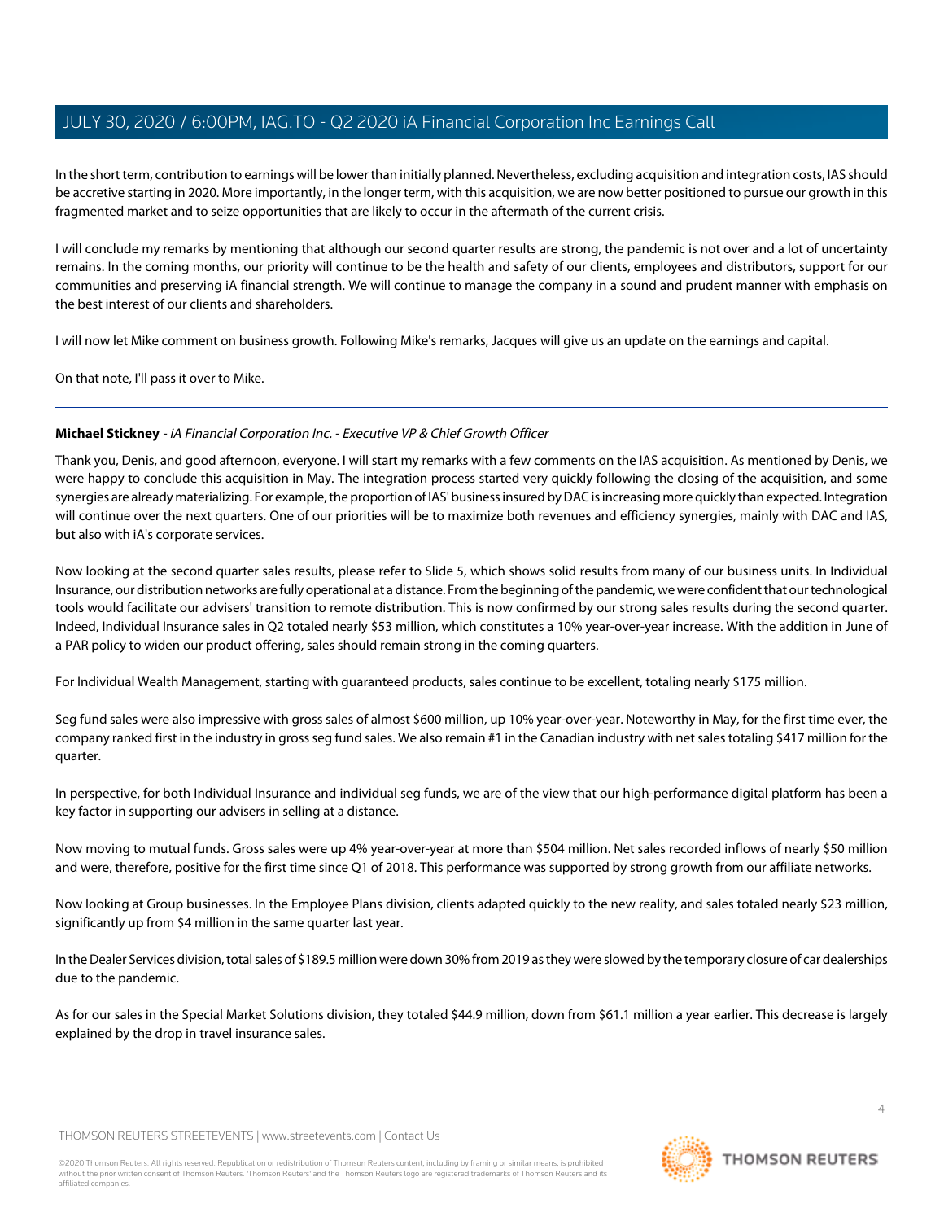In the short term, contribution to earnings will be lower than initially planned. Nevertheless, excluding acquisition and integration costs, IAS should be accretive starting in 2020. More importantly, in the longer term, with this acquisition, we are now better positioned to pursue our growth in this fragmented market and to seize opportunities that are likely to occur in the aftermath of the current crisis.

I will conclude my remarks by mentioning that although our second quarter results are strong, the pandemic is not over and a lot of uncertainty remains. In the coming months, our priority will continue to be the health and safety of our clients, employees and distributors, support for our communities and preserving iA financial strength. We will continue to manage the company in a sound and prudent manner with emphasis on the best interest of our clients and shareholders.

I will now let Mike comment on business growth. Following Mike's remarks, Jacques will give us an update on the earnings and capital.

On that note, I'll pass it over to Mike.

---

**Michael Stickney** - *iA Financial Corporation Inc. - Executive VP & Chief Growth Officer*

Thank you, Denis, and good afternoon, everyone. I will start my remarks with a few comments on the IAS acquisition. As mentioned by Denis, we were happy to conclude this acquisition in May. The integration process started very quickly following the closing of the acquisition, and some synergies are already materializing. For example, the proportion of IAS' business insured by DAC is increasing more quickly than expected. Integration will continue over the next quarters. One of our priorities will be to maximize both revenues and efficiency synergies, mainly with DAC and IAS, but also with iA's corporate services.

Now looking at the second quarter sales results, please refer to Slide 5, which shows solid results from many of our business units. In Individual Insurance, our distribution networks are fully operational at a distance. From the beginning of the pandemic, we were confident that our technological tools would facilitate our advisers' transition to remote distribution. This is now confirmed by our strong sales results during the second quarter. Indeed, Individual Insurance sales in Q2 totaled nearly $53 million, which constitutes a 10% year-over-year increase. With the addition in June of a PAR policy to widen our product offering, sales should remain strong in the coming quarters.

For Individual Wealth Management, starting with guaranteed products, sales continue to be excellent, totaling nearly $175 million.

Seg fund sales were also impressive with gross sales of almost $600 million, up 10% year-over-year. Noteworthy in May, for the first time ever, the company ranked first in the industry in gross seg fund sales. We also remain #1 in the Canadian industry with net sales totaling $417 million for the quarter.

In perspective, for both Individual Insurance and individual seg funds, we are of the view that our high-performance digital platform has been a key factor in supporting our advisers in selling at a distance.

Now moving to mutual funds. Gross sales were up 4% year-over-year at more than $504 million. Net sales recorded inflows of nearly $50 million and were, therefore, positive for the first time since Q1 of 2018. This performance was supported by strong growth from our affiliate networks.

Now looking at Group businesses. In the Employee Plans division, clients adapted quickly to the new reality, and sales totaled nearly $23 million, significantly up from $4 million in the same quarter last year.

In the Dealer Services division, total sales of $189.5 million were down 30% from 2019 as they were slowed by the temporary closure of car dealerships due to the pandemic.

As for our sales in the Special Market Solutions division, they totaled $44.9 million, down from $61.1 million a year earlier. This decrease is largely explained by the drop in travel insurance sales.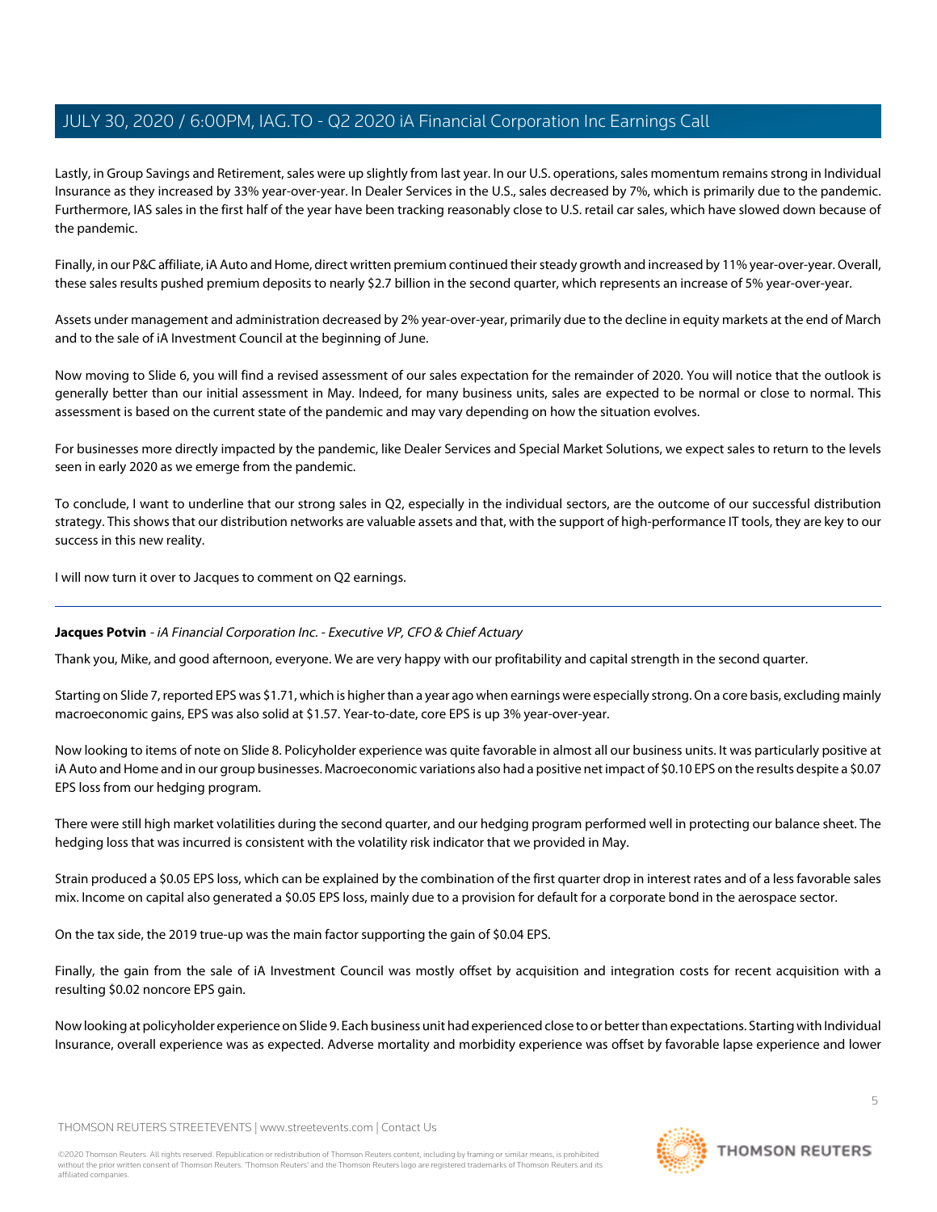Lastly, in Group Savings and Retirement, sales were up slightly from last year. In our U.S. operations, sales momentum remains strong in Individual Insurance as they increased by 33% year-over-year. In Dealer Services in the U.S., sales decreased by 7%, which is primarily due to the pandemic. Furthermore, IAS sales in the first half of the year have been tracking reasonably close to U.S. retail car sales, which have slowed down because of the pandemic.

Finally, in our P&C affiliate, iA Auto and Home, direct written premium continued their steady growth and increased by 11% year-over-year. Overall, these sales results pushed premium deposits to nearly $2.7 billion in the second quarter, which represents an increase of 5% year-over-year.

Assets under management and administration decreased by 2% year-over-year, primarily due to the decline in equity markets at the end of March and to the sale of iA Investment Council at the beginning of June.

Now moving to Slide 6, you will find a revised assessment of our sales expectation for the remainder of 2020. You will notice that the outlook is generally better than our initial assessment in May. Indeed, for many business units, sales are expected to be normal or close to normal. This assessment is based on the current state of the pandemic and may vary depending on how the situation evolves.

For businesses more directly impacted by the pandemic, like Dealer Services and Special Market Solutions, we expect sales to return to the levels seen in early 2020 as we emerge from the pandemic.

To conclude, I want to underline that our strong sales in Q2, especially in the individual sectors, are the outcome of our successful distribution strategy. This shows that our distribution networks are valuable assets and that, with the support of high-performance IT tools, they are key to our success in this new reality.

I will now turn it over to Jacques to comment on Q2 earnings.

---

**Jacques Potvin** - *iA Financial Corporation Inc. - Executive VP, CFO & Chief Actuary*

Thank you, Mike, and good afternoon, everyone. We are very happy with our profitability and capital strength in the second quarter.

Starting on Slide 7, reported EPS was $1.71, which is higher than a year ago when earnings were especially strong. On a core basis, excluding mainly macroeconomic gains, EPS was also solid at $1.57. Year-to-date, core EPS is up 3% year-over-year.

Now looking to items of note on Slide 8. Policyholder experience was quite favorable in almost all our business units. It was particularly positive at iA Auto and Home and in our group businesses. Macroeconomic variations also had a positive net impact of $0.10 EPS on the results despite a $0.07 EPS loss from our hedging program.

There were still high market volatilities during the second quarter, and our hedging program performed well in protecting our balance sheet. The hedging loss that was incurred is consistent with the volatility risk indicator that we provided in May.

Strain produced a $0.05 EPS loss, which can be explained by the combination of the first quarter drop in interest rates and of a less favorable sales mix. Income on capital also generated a $0.05 EPS loss, mainly due to a provision for default for a corporate bond in the aerospace sector.

On the tax side, the 2019 true-up was the main factor supporting the gain of $0.04 EPS.

Finally, the gain from the sale of iA Investment Council was mostly offset by acquisition and integration costs for recent acquisition with a resulting $0.02 noncore EPS gain.

Now looking at policyholder experience on Slide 9. Each business unit had experienced close to or better than expectations. Starting with Individual Insurance, overall experience was as expected. Adverse mortality and morbidity experience was offset by favorable lapse experience and lower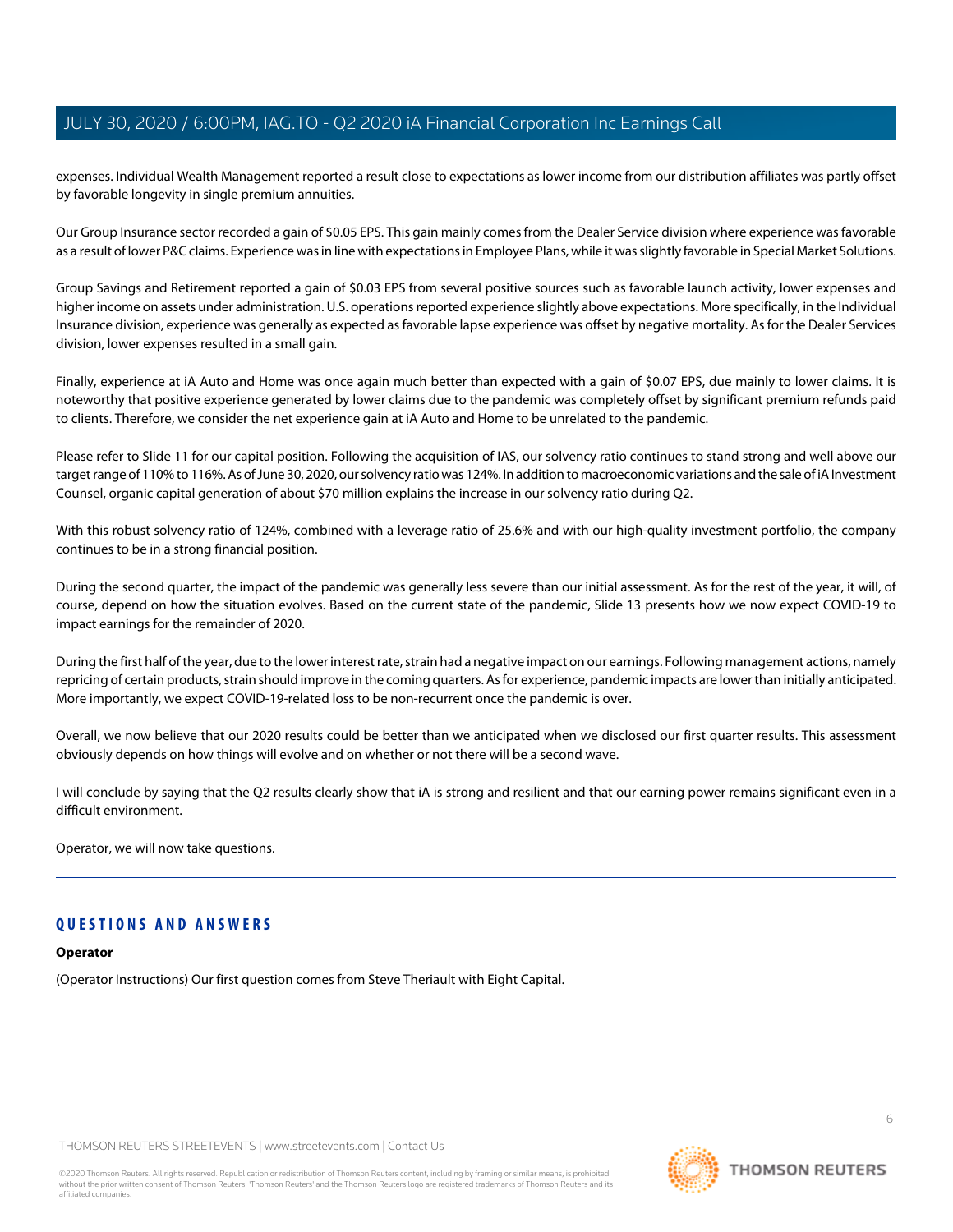expenses. Individual Wealth Management reported a result close to expectations as lower income from our distribution affiliates was partly offset by favorable longevity in single premium annuities.

Our Group Insurance sector recorded a gain of $0.05 EPS. This gain mainly comes from the Dealer Service division where experience was favorable as a result of lower P&C claims. Experience was in line with expectations in Employee Plans, while it was slightly favorable in Special Market Solutions.

Group Savings and Retirement reported a gain of $0.03 EPS from several positive sources such as favorable launch activity, lower expenses and higher income on assets under administration. U.S. operations reported experience slightly above expectations. More specifically, in the Individual Insurance division, experience was generally as expected as favorable lapse experience was offset by negative mortality. As for the Dealer Services division, lower expenses resulted in a small gain.

Finally, experience at iA Auto and Home was once again much better than expected with a gain of $0.07 EPS, due mainly to lower claims. It is noteworthy that positive experience generated by lower claims due to the pandemic was completely offset by significant premium refunds paid to clients. Therefore, we consider the net experience gain at iA Auto and Home to be unrelated to the pandemic.

Please refer to Slide 11 for our capital position. Following the acquisition of IAS, our solvency ratio continues to stand strong and well above our target range of 110% to 116%. As of June 30, 2020, our solvency ratio was 124%. In addition to macroeconomic variations and the sale of iA Investment Counsel, organic capital generation of about $70 million explains the increase in our solvency ratio during Q2.

With this robust solvency ratio of 124%, combined with a leverage ratio of 25.6% and with our high-quality investment portfolio, the company continues to be in a strong financial position.

During the second quarter, the impact of the pandemic was generally less severe than our initial assessment. As for the rest of the year, it will, of course, depend on how the situation evolves. Based on the current state of the pandemic, Slide 13 presents how we now expect COVID-19 to impact earnings for the remainder of 2020.

During the first half of the year, due to the lower interest rate, strain had a negative impact on our earnings. Following management actions, namely repricing of certain products, strain should improve in the coming quarters. As for experience, pandemic impacts are lower than initially anticipated. More importantly, we expect COVID-19-related loss to be non-recurrent once the pandemic is over.

Overall, we now believe that our 2020 results could be better than we anticipated when we disclosed our first quarter results. This assessment obviously depends on how things will evolve and on whether or not there will be a second wave.

I will conclude by saying that the Q2 results clearly show that iA is strong and resilient and that our earning power remains significant even in a difficult environment.

Operator, we will now take questions.

---

## QUESTIONS AND ANSWERS

**Operator**

(Operator Instructions) Our first question comes from Steve Theriault with Eight Capital.

---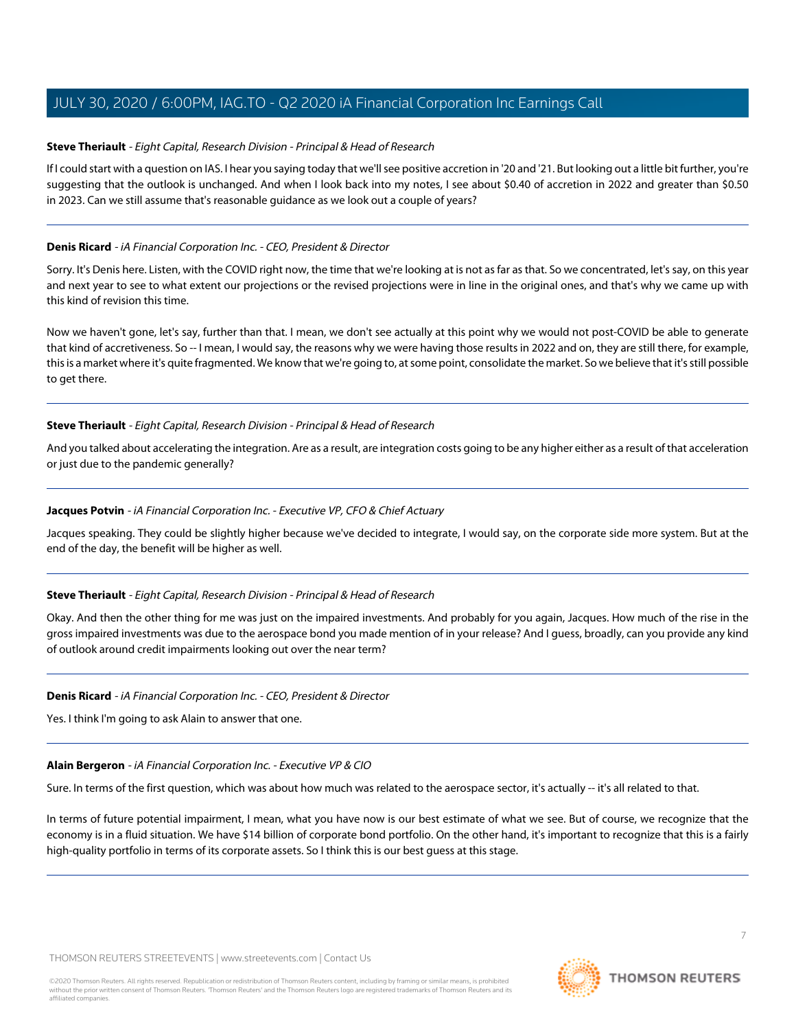**Steve Theriault** - *Eight Capital, Research Division - Principal & Head of Research*

If I could start with a question on IAS. I hear you saying today that we'll see positive accretion in '20 and '21. But looking out a little bit further, you're suggesting that the outlook is unchanged. And when I look back into my notes, I see about $0.40 of accretion in 2022 and greater than $0.50 in 2023. Can we still assume that's reasonable guidance as we look out a couple of years?

---

**Denis Ricard** - *iA Financial Corporation Inc. - CEO, President & Director*

Sorry. It's Denis here. Listen, with the COVID right now, the time that we're looking at is not as far as that. So we concentrated, let's say, on this year and next year to see to what extent our projections or the revised projections were in line in the original ones, and that's why we came up with this kind of revision this time.

Now we haven't gone, let's say, further than that. I mean, we don't see actually at this point why we would not post-COVID be able to generate that kind of accretiveness. So -- I mean, I would say, the reasons why we were having those results in 2022 and on, they are still there, for example, this is a market where it's quite fragmented. We know that we're going to, at some point, consolidate the market. So we believe that it's still possible to get there.

---

**Steve Theriault** - *Eight Capital, Research Division - Principal & Head of Research*

And you talked about accelerating the integration. Are as a result, are integration costs going to be any higher either as a result of that acceleration or just due to the pandemic generally?

---

**Jacques Potvin** - *iA Financial Corporation Inc. - Executive VP, CFO & Chief Actuary*

Jacques speaking. They could be slightly higher because we've decided to integrate, I would say, on the corporate side more system. But at the end of the day, the benefit will be higher as well.

---

**Steve Theriault** - *Eight Capital, Research Division - Principal & Head of Research*

Okay. And then the other thing for me was just on the impaired investments. And probably for you again, Jacques. How much of the rise in the gross impaired investments was due to the aerospace bond you made mention of in your release? And I guess, broadly, can you provide any kind of outlook around credit impairments looking out over the near term?

---

**Denis Ricard** - *iA Financial Corporation Inc. - CEO, President & Director*

Yes. I think I'm going to ask Alain to answer that one.

---

**Alain Bergeron** - *iA Financial Corporation Inc. - Executive VP & CIO*

Sure. In terms of the first question, which was about how much was related to the aerospace sector, it's actually -- it's all related to that.

In terms of future potential impairment, I mean, what you have now is our best estimate of what we see. But of course, we recognize that the economy is in a fluid situation. We have $14 billion of corporate bond portfolio. On the other hand, it's important to recognize that this is a fairly high-quality portfolio in terms of its corporate assets. So I think this is our best guess at this stage.

---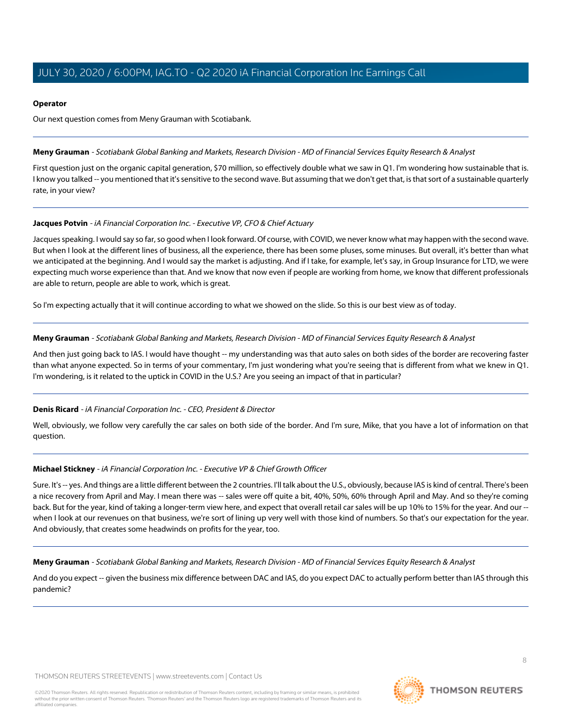**Operator**

Our next question comes from Meny Grauman with Scotiabank.

---

**Meny Grauman** - *Scotiabank Global Banking and Markets, Research Division - MD of Financial Services Equity Research & Analyst*

First question just on the organic capital generation, $70 million, so effectively double what we saw in Q1. I'm wondering how sustainable that is. I know you talked -- you mentioned that it's sensitive to the second wave. But assuming that we don't get that, is that sort of a sustainable quarterly rate, in your view?

---

**Jacques Potvin** - *iA Financial Corporation Inc. - Executive VP, CFO & Chief Actuary*

Jacques speaking. I would say so far, so good when I look forward. Of course, with COVID, we never know what may happen with the second wave. But when I look at the different lines of business, all the experience, there has been some pluses, some minuses. But overall, it's better than what we anticipated at the beginning. And I would say the market is adjusting. And if I take, for example, let's say, in Group Insurance for LTD, we were expecting much worse experience than that. And we know that now even if people are working from home, we know that different professionals are able to return, people are able to work, which is great.

So I'm expecting actually that it will continue according to what we showed on the slide. So this is our best view as of today.

---

**Meny Grauman** - *Scotiabank Global Banking and Markets, Research Division - MD of Financial Services Equity Research & Analyst*

And then just going back to IAS. I would have thought -- my understanding was that auto sales on both sides of the border are recovering faster than what anyone expected. So in terms of your commentary, I'm just wondering what you're seeing that is different from what we knew in Q1. I'm wondering, is it related to the uptick in COVID in the U.S.? Are you seeing an impact of that in particular?

---

**Denis Ricard** - *iA Financial Corporation Inc. - CEO, President & Director*

Well, obviously, we follow very carefully the car sales on both side of the border. And I'm sure, Mike, that you have a lot of information on that question.

---

**Michael Stickney** - *iA Financial Corporation Inc. - Executive VP & Chief Growth Officer*

Sure. It's -- yes. And things are a little different between the 2 countries. I'll talk about the U.S., obviously, because IAS is kind of central. There's been a nice recovery from April and May. I mean there was -- sales were off quite a bit, 40%, 50%, 60% through April and May. And so they're coming back. But for the year, kind of taking a longer-term view here, and expect that overall retail car sales will be up 10% to 15% for the year. And our -- when I look at our revenues on that business, we're sort of lining up very well with those kind of numbers. So that's our expectation for the year. And obviously, that creates some headwinds on profits for the year, too.

---

**Meny Grauman** - *Scotiabank Global Banking and Markets, Research Division - MD of Financial Services Equity Research & Analyst*

And do you expect -- given the business mix difference between DAC and IAS, do you expect DAC to actually perform better than IAS through this pandemic?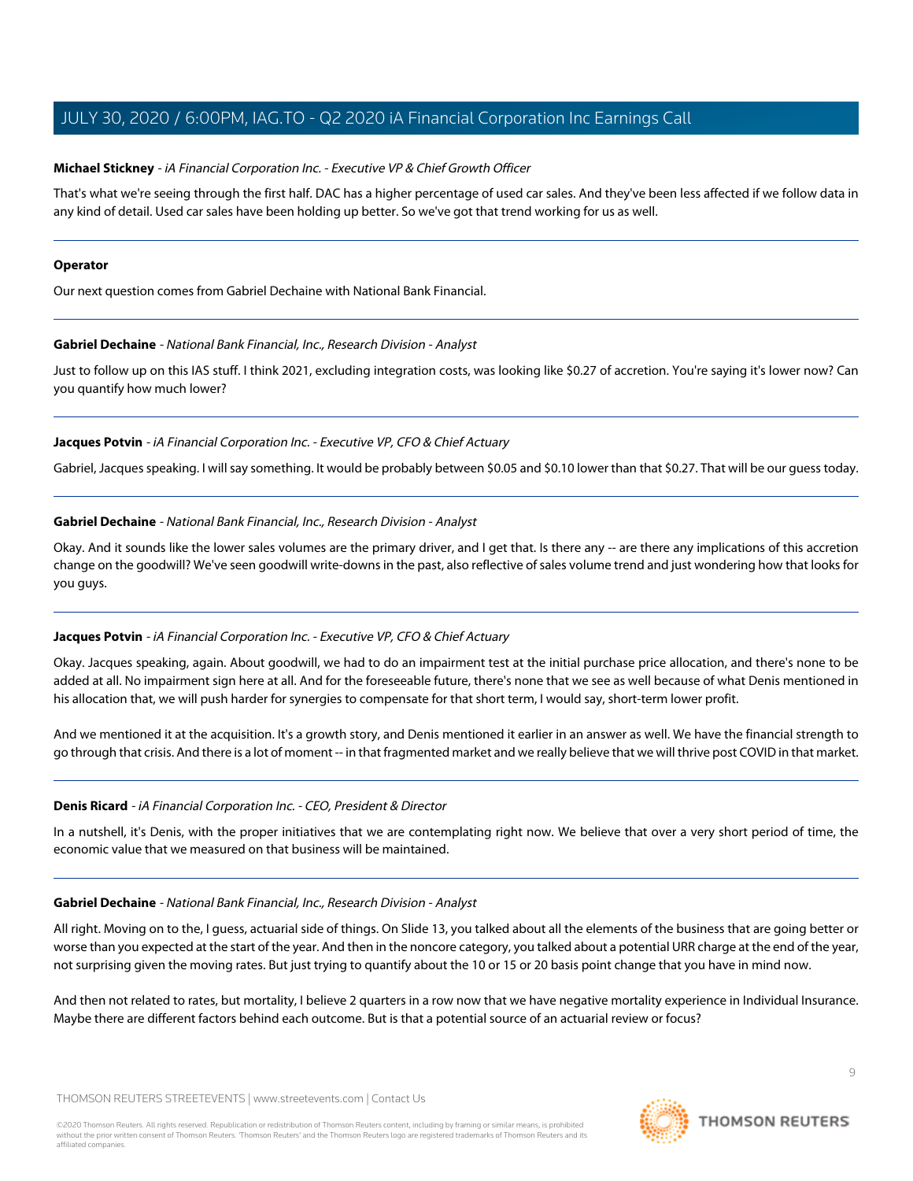**Michael Stickney** - *iA Financial Corporation Inc. - Executive VP & Chief Growth Officer*

That's what we're seeing through the first half. DAC has a higher percentage of used car sales. And they've been less affected if we follow data in any kind of detail. Used car sales have been holding up better. So we've got that trend working for us as well.

---

**Operator**

Our next question comes from Gabriel Dechaine with National Bank Financial.

---

**Gabriel Dechaine** - *National Bank Financial, Inc., Research Division - Analyst*

Just to follow up on this IAS stuff. I think 2021, excluding integration costs, was looking like $0.27 of accretion. You're saying it's lower now? Can you quantify how much lower?

---

**Jacques Potvin** - *iA Financial Corporation Inc. - Executive VP, CFO & Chief Actuary*

Gabriel, Jacques speaking. I will say something. It would be probably between $0.05 and $0.10 lower than that $0.27. That will be our guess today.

---

**Gabriel Dechaine** - *National Bank Financial, Inc., Research Division - Analyst*

Okay. And it sounds like the lower sales volumes are the primary driver, and I get that. Is there any -- are there any implications of this accretion change on the goodwill? We've seen goodwill write-downs in the past, also reflective of sales volume trend and just wondering how that looks for you guys.

---

**Jacques Potvin** - *iA Financial Corporation Inc. - Executive VP, CFO & Chief Actuary*

Okay. Jacques speaking, again. About goodwill, we had to do an impairment test at the initial purchase price allocation, and there's none to be added at all. No impairment sign here at all. And for the foreseeable future, there's none that we see as well because of what Denis mentioned in his allocation that, we will push harder for synergies to compensate for that short term, I would say, short-term lower profit.

And we mentioned it at the acquisition. It's a growth story, and Denis mentioned it earlier in an answer as well. We have the financial strength to go through that crisis. And there is a lot of moment -- in that fragmented market and we really believe that we will thrive post COVID in that market.

---

**Denis Ricard** - *iA Financial Corporation Inc. - CEO, President & Director*

In a nutshell, it's Denis, with the proper initiatives that we are contemplating right now. We believe that over a very short period of time, the economic value that we measured on that business will be maintained.

---

**Gabriel Dechaine** - *National Bank Financial, Inc., Research Division - Analyst*

All right. Moving on to the, I guess, actuarial side of things. On Slide 13, you talked about all the elements of the business that are going better or worse than you expected at the start of the year. And then in the noncore category, you talked about a potential URR charge at the end of the year, not surprising given the moving rates. But just trying to quantify about the 10 or 15 or 20 basis point change that you have in mind now.

And then not related to rates, but mortality, I believe 2 quarters in a row now that we have negative mortality experience in Individual Insurance. Maybe there are different factors behind each outcome. But is that a potential source of an actuarial review or focus?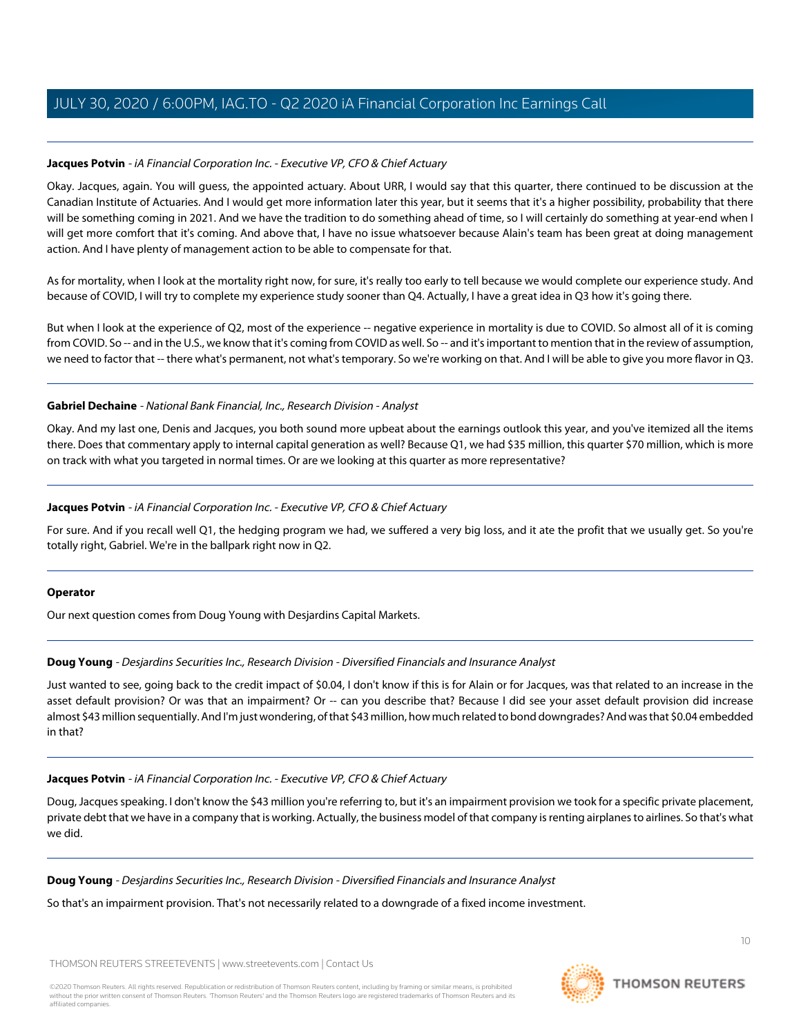**Jacques Potvin** - *iA Financial Corporation Inc. - Executive VP, CFO & Chief Actuary*

Okay. Jacques, again. You will guess, the appointed actuary. About URR, I would say that this quarter, there continued to be discussion at the Canadian Institute of Actuaries. And I would get more information later this year, but it seems that it's a higher possibility, probability that there will be something coming in 2021. And we have the tradition to do something ahead of time, so I will certainly do something at year-end when I will get more comfort that it's coming. And above that, I have no issue whatsoever because Alain's team has been great at doing management action. And I have plenty of management action to be able to compensate for that.

As for mortality, when I look at the mortality right now, for sure, it's really too early to tell because we would complete our experience study. And because of COVID, I will try to complete my experience study sooner than Q4. Actually, I have a great idea in Q3 how it's going there.

But when I look at the experience of Q2, most of the experience -- negative experience in mortality is due to COVID. So almost all of it is coming from COVID. So -- and in the U.S., we know that it's coming from COVID as well. So -- and it's important to mention that in the review of assumption, we need to factor that -- there what's permanent, not what's temporary. So we're working on that. And I will be able to give you more flavor in Q3.

---

**Gabriel Dechaine** - *National Bank Financial, Inc., Research Division - Analyst*

Okay. And my last one, Denis and Jacques, you both sound more upbeat about the earnings outlook this year, and you've itemized all the items there. Does that commentary apply to internal capital generation as well? Because Q1, we had $35 million, this quarter $70 million, which is more on track with what you targeted in normal times. Or are we looking at this quarter as more representative?

---

**Jacques Potvin** - *iA Financial Corporation Inc. - Executive VP, CFO & Chief Actuary*

For sure. And if you recall well Q1, the hedging program we had, we suffered a very big loss, and it ate the profit that we usually get. So you're totally right, Gabriel. We're in the ballpark right now in Q2.

---

**Operator**

Our next question comes from Doug Young with Desjardins Capital Markets.

---

**Doug Young** - *Desjardins Securities Inc., Research Division - Diversified Financials and Insurance Analyst*

Just wanted to see, going back to the credit impact of $0.04, I don't know if this is for Alain or for Jacques, was that related to an increase in the asset default provision? Or was that an impairment? Or -- can you describe that? Because I did see your asset default provision did increase almost $43 million sequentially. And I'm just wondering, of that $43 million, how much related to bond downgrades? And was that $0.04 embedded in that?

---

**Jacques Potvin** - *iA Financial Corporation Inc. - Executive VP, CFO & Chief Actuary*

Doug, Jacques speaking. I don't know the $43 million you're referring to, but it's an impairment provision we took for a specific private placement, private debt that we have in a company that is working. Actually, the business model of that company is renting airplanes to airlines. So that's what we did.

---

**Doug Young** - *Desjardins Securities Inc., Research Division - Diversified Financials and Insurance Analyst*

So that's an impairment provision. That's not necessarily related to a downgrade of a fixed income investment.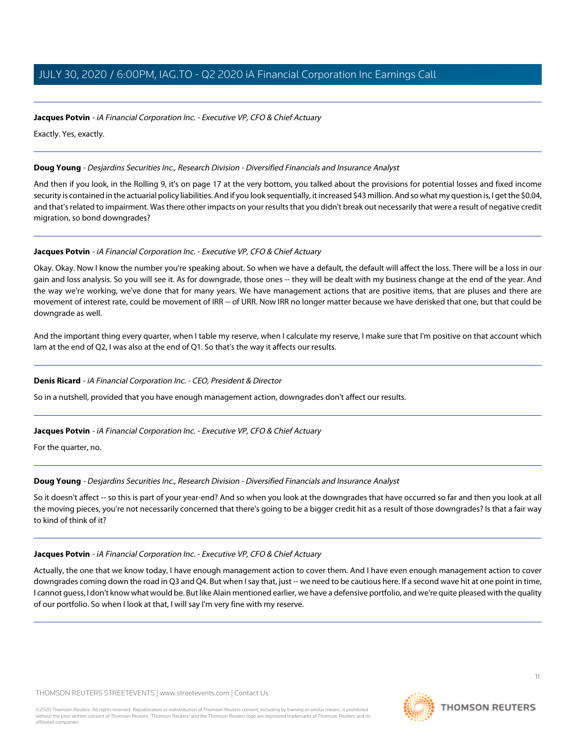**Jacques Potvin** - *iA Financial Corporation Inc. - Executive VP, CFO & Chief Actuary*

Exactly. Yes, exactly.

---

**Doug Young** - *Desjardins Securities Inc., Research Division - Diversified Financials and Insurance Analyst*

And then if you look, in the Rolling 9, it's on page 17 at the very bottom, you talked about the provisions for potential losses and fixed income security is contained in the actuarial policy liabilities. And if you look sequentially, it increased $43 million. And so what my question is, I get the $0.04, and that's related to impairment. Was there other impacts on your results that you didn't break out necessarily that were a result of negative credit migration, so bond downgrades?

---

**Jacques Potvin** - *iA Financial Corporation Inc. - Executive VP, CFO & Chief Actuary*

Okay. Okay. Now I know the number you're speaking about. So when we have a default, the default will affect the loss. There will be a loss in our gain and loss analysis. So you will see it. As for downgrade, those ones -- they will be dealt with my business change at the end of the year. And the way we're working, we've done that for many years. We have management actions that are positive items, that are pluses and there are movement of interest rate, could be movement of IRR -- of URR. Now IRR no longer matter because we have derisked that one, but that could be downgrade as well.

And the important thing every quarter, when I table my reserve, when I calculate my reserve, I make sure that I'm positive on that account which Iam at the end of Q2, I was also at the end of Q1. So that's the way it affects our results.

---

**Denis Ricard** - *iA Financial Corporation Inc. - CEO, President & Director*

So in a nutshell, provided that you have enough management action, downgrades don't affect our results.

---

**Jacques Potvin** - *iA Financial Corporation Inc. - Executive VP, CFO & Chief Actuary*

For the quarter, no.

---

**Doug Young** - *Desjardins Securities Inc., Research Division - Diversified Financials and Insurance Analyst*

So it doesn't affect -- so this is part of your year-end? And so when you look at the downgrades that have occurred so far and then you look at all the moving pieces, you're not necessarily concerned that there's going to be a bigger credit hit as a result of those downgrades? Is that a fair way to kind of think of it?

---

**Jacques Potvin** - *iA Financial Corporation Inc. - Executive VP, CFO & Chief Actuary*

Actually, the one that we know today, I have enough management action to cover them. And I have even enough management action to cover downgrades coming down the road in Q3 and Q4. But when I say that, just -- we need to be cautious here. If a second wave hit at one point in time, I cannot guess, I don't know what would be. But like Alain mentioned earlier, we have a defensive portfolio, and we're quite pleased with the quality of our portfolio. So when I look at that, I will say I'm very fine with my reserve.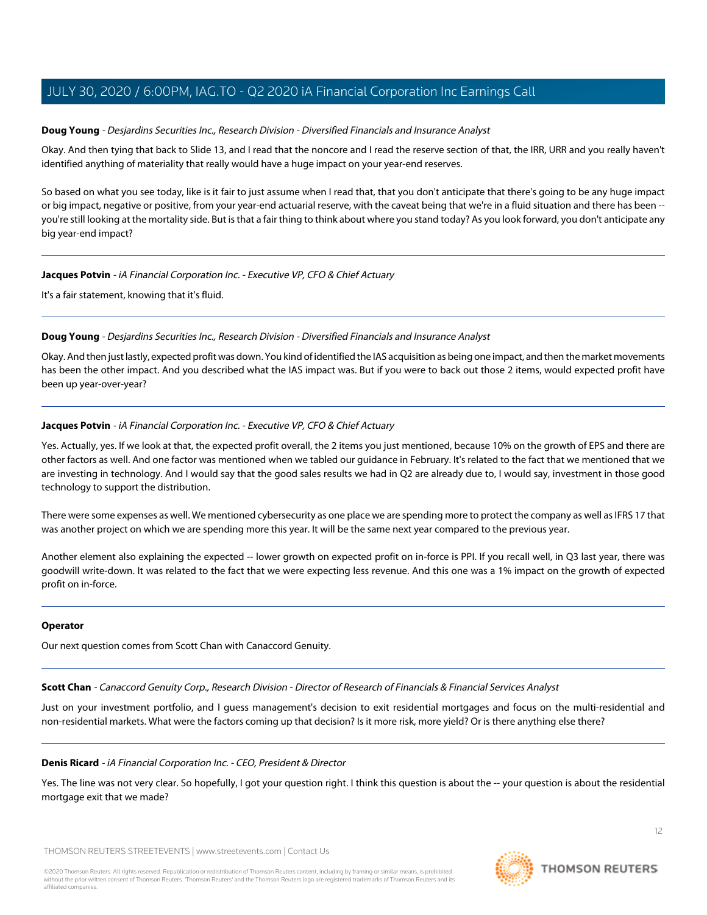**Doug Young** - *Desjardins Securities Inc., Research Division - Diversified Financials and Insurance Analyst*

Okay. And then tying that back to Slide 13, and I read that the noncore and I read the reserve section of that, the IRR, URR and you really haven't identified anything of materiality that really would have a huge impact on your year-end reserves.

So based on what you see today, like is it fair to just assume when I read that, that you don't anticipate that there's going to be any huge impact or big impact, negative or positive, from your year-end actuarial reserve, with the caveat being that we're in a fluid situation and there has been -- you're still looking at the mortality side. But is that a fair thing to think about where you stand today? As you look forward, you don't anticipate any big year-end impact?

---

**Jacques Potvin** - *iA Financial Corporation Inc. - Executive VP, CFO & Chief Actuary*

It's a fair statement, knowing that it's fluid.

---

**Doug Young** - *Desjardins Securities Inc., Research Division - Diversified Financials and Insurance Analyst*

Okay. And then just lastly, expected profit was down. You kind of identified the IAS acquisition as being one impact, and then the market movements has been the other impact. And you described what the IAS impact was. But if you were to back out those 2 items, would expected profit have been up year-over-year?

---

**Jacques Potvin** - *iA Financial Corporation Inc. - Executive VP, CFO & Chief Actuary*

Yes. Actually, yes. If we look at that, the expected profit overall, the 2 items you just mentioned, because 10% on the growth of EPS and there are other factors as well. And one factor was mentioned when we tabled our guidance in February. It's related to the fact that we mentioned that we are investing in technology. And I would say that the good sales results we had in Q2 are already due to, I would say, investment in those good technology to support the distribution.

There were some expenses as well. We mentioned cybersecurity as one place we are spending more to protect the company as well as IFRS 17 that was another project on which we are spending more this year. It will be the same next year compared to the previous year.

Another element also explaining the expected -- lower growth on expected profit on in-force is PPI. If you recall well, in Q3 last year, there was goodwill write-down. It was related to the fact that we were expecting less revenue. And this one was a 1% impact on the growth of expected profit on in-force.

---

**Operator**

Our next question comes from Scott Chan with Canaccord Genuity.

---

**Scott Chan** - *Canaccord Genuity Corp., Research Division - Director of Research of Financials & Financial Services Analyst*

Just on your investment portfolio, and I guess management's decision to exit residential mortgages and focus on the multi-residential and non-residential markets. What were the factors coming up that decision? Is it more risk, more yield? Or is there anything else there?

---

**Denis Ricard** - *iA Financial Corporation Inc. - CEO, President & Director*

Yes. The line was not very clear. So hopefully, I got your question right. I think this question is about the -- your question is about the residential mortgage exit that we made?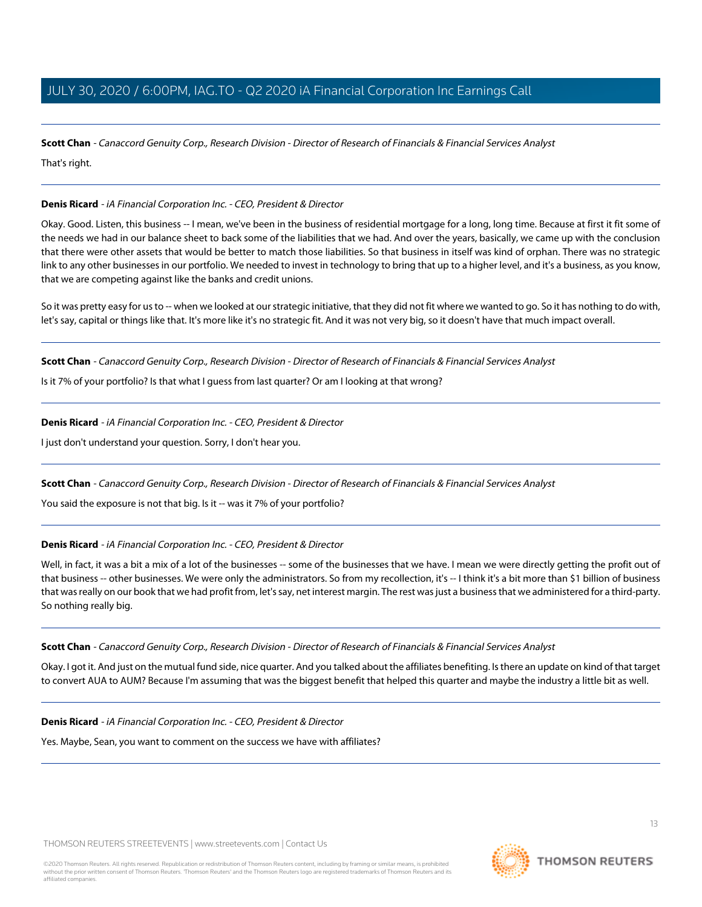**Scott Chan** - *Canaccord Genuity Corp., Research Division - Director of Research of Financials & Financial Services Analyst*

That's right.

---

**Denis Ricard** - *iA Financial Corporation Inc. - CEO, President & Director*

Okay. Good. Listen, this business -- I mean, we've been in the business of residential mortgage for a long, long time. Because at first it fit some of the needs we had in our balance sheet to back some of the liabilities that we had. And over the years, basically, we came up with the conclusion that there were other assets that would be better to match those liabilities. So that business in itself was kind of orphan. There was no strategic link to any other businesses in our portfolio. We needed to invest in technology to bring that up to a higher level, and it's a business, as you know, that we are competing against like the banks and credit unions.

So it was pretty easy for us to -- when we looked at our strategic initiative, that they did not fit where we wanted to go. So it has nothing to do with, let's say, capital or things like that. It's more like it's no strategic fit. And it was not very big, so it doesn't have that much impact overall.

---

**Scott Chan** - *Canaccord Genuity Corp., Research Division - Director of Research of Financials & Financial Services Analyst*

Is it 7% of your portfolio? Is that what I guess from last quarter? Or am I looking at that wrong?

---

**Denis Ricard** - *iA Financial Corporation Inc. - CEO, President & Director*

I just don't understand your question. Sorry, I don't hear you.

---

**Scott Chan** - *Canaccord Genuity Corp., Research Division - Director of Research of Financials & Financial Services Analyst*

You said the exposure is not that big. Is it -- was it 7% of your portfolio?

---

**Denis Ricard** - *iA Financial Corporation Inc. - CEO, President & Director*

Well, in fact, it was a bit a mix of a lot of the businesses -- some of the businesses that we have. I mean we were directly getting the profit out of that business -- other businesses. We were only the administrators. So from my recollection, it's -- I think it's a bit more than $1 billion of business that was really on our book that we had profit from, let's say, net interest margin. The rest was just a business that we administered for a third-party. So nothing really big.

---

**Scott Chan** - *Canaccord Genuity Corp., Research Division - Director of Research of Financials & Financial Services Analyst*

Okay. I got it. And just on the mutual fund side, nice quarter. And you talked about the affiliates benefiting. Is there an update on kind of that target to convert AUA to AUM? Because I'm assuming that was the biggest benefit that helped this quarter and maybe the industry a little bit as well.

---

**Denis Ricard** - *iA Financial Corporation Inc. - CEO, President & Director*

Yes. Maybe, Sean, you want to comment on the success we have with affiliates?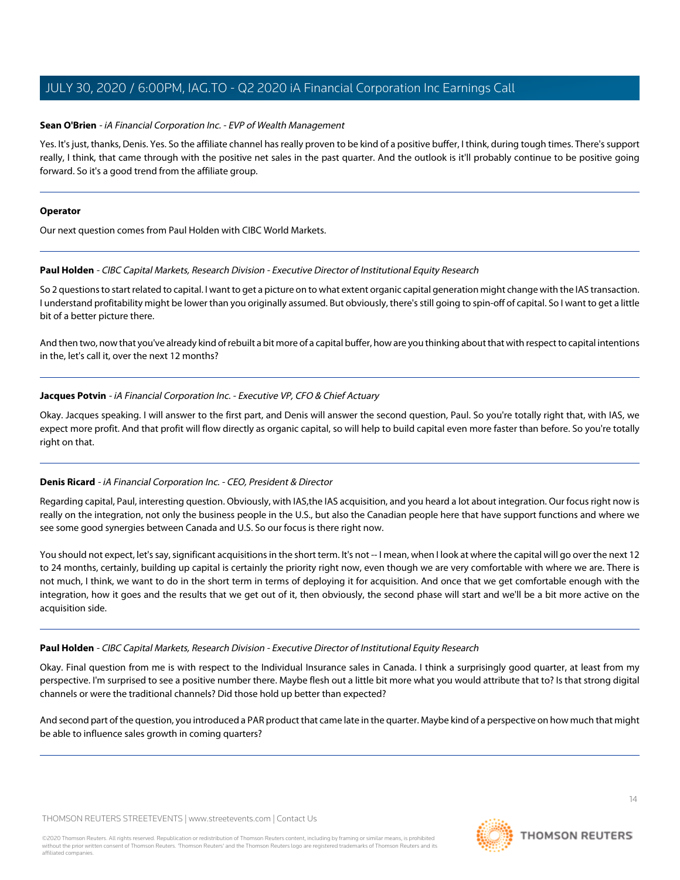**Sean O'Brien** - *iA Financial Corporation Inc. - EVP of Wealth Management*

Yes. It's just, thanks, Denis. Yes. So the affiliate channel has really proven to be kind of a positive buffer, I think, during tough times. There's support really, I think, that came through with the positive net sales in the past quarter. And the outlook is it'll probably continue to be positive going forward. So it's a good trend from the affiliate group.

---

**Operator**

Our next question comes from Paul Holden with CIBC World Markets.

---

**Paul Holden** - *CIBC Capital Markets, Research Division - Executive Director of Institutional Equity Research*

So 2 questions to start related to capital. I want to get a picture on to what extent organic capital generation might change with the IAS transaction. I understand profitability might be lower than you originally assumed. But obviously, there's still going to spin-off of capital. So I want to get a little bit of a better picture there.

And then two, now that you've already kind of rebuilt a bit more of a capital buffer, how are you thinking about that with respect to capital intentions in the, let's call it, over the next 12 months?

---

**Jacques Potvin** - *iA Financial Corporation Inc. - Executive VP, CFO & Chief Actuary*

Okay. Jacques speaking. I will answer to the first part, and Denis will answer the second question, Paul. So you're totally right that, with IAS, we expect more profit. And that profit will flow directly as organic capital, so will help to build capital even more faster than before. So you're totally right on that.

---

**Denis Ricard** - *iA Financial Corporation Inc. - CEO, President & Director*

Regarding capital, Paul, interesting question. Obviously, with IAS,the IAS acquisition, and you heard a lot about integration. Our focus right now is really on the integration, not only the business people in the U.S., but also the Canadian people here that have support functions and where we see some good synergies between Canada and U.S. So our focus is there right now.

You should not expect, let's say, significant acquisitions in the short term. It's not -- I mean, when I look at where the capital will go over the next 12 to 24 months, certainly, building up capital is certainly the priority right now, even though we are very comfortable with where we are. There is not much, I think, we want to do in the short term in terms of deploying it for acquisition. And once that we get comfortable enough with the integration, how it goes and the results that we get out of it, then obviously, the second phase will start and we'll be a bit more active on the acquisition side.

---

**Paul Holden** - *CIBC Capital Markets, Research Division - Executive Director of Institutional Equity Research*

Okay. Final question from me is with respect to the Individual Insurance sales in Canada. I think a surprisingly good quarter, at least from my perspective. I'm surprised to see a positive number there. Maybe flesh out a little bit more what you would attribute that to? Is that strong digital channels or were the traditional channels? Did those hold up better than expected?

And second part of the question, you introduced a PAR product that came late in the quarter. Maybe kind of a perspective on how much that might be able to influence sales growth in coming quarters?

---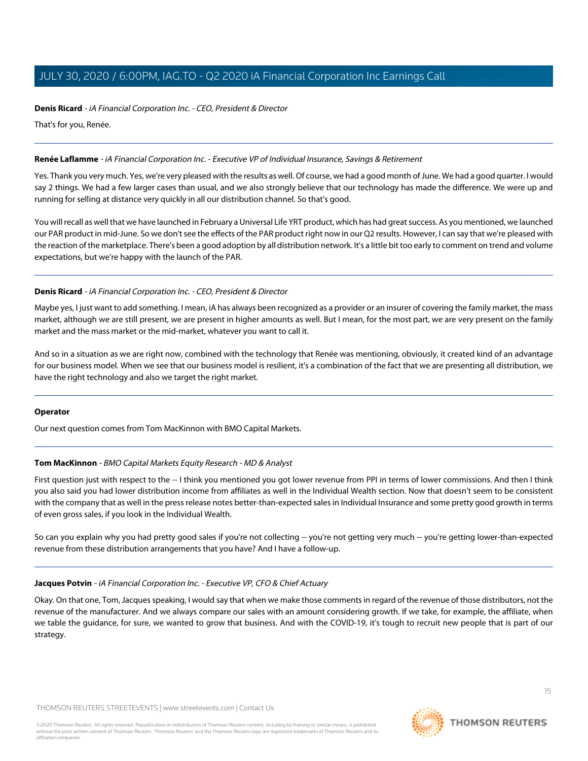**Denis Ricard** - *iA Financial Corporation Inc. - CEO, President & Director*

That's for you, Renée.

---

**Renée Laflamme** - *iA Financial Corporation Inc. - Executive VP of Individual Insurance, Savings & Retirement*

Yes. Thank you very much. Yes, we're very pleased with the results as well. Of course, we had a good month of June. We had a good quarter. I would say 2 things. We had a few larger cases than usual, and we also strongly believe that our technology has made the difference. We were up and running for selling at distance very quickly in all our distribution channel. So that's good.

You will recall as well that we have launched in February a Universal Life YRT product, which has had great success. As you mentioned, we launched our PAR product in mid-June. So we don't see the effects of the PAR product right now in our Q2 results. However, I can say that we're pleased with the reaction of the marketplace. There's been a good adoption by all distribution network. It's a little bit too early to comment on trend and volume expectations, but we're happy with the launch of the PAR.

---

**Denis Ricard** - *iA Financial Corporation Inc. - CEO, President & Director*

Maybe yes, I just want to add something. I mean, iA has always been recognized as a provider or an insurer of covering the family market, the mass market, although we are still present, we are present in higher amounts as well. But I mean, for the most part, we are very present on the family market and the mass market or the mid-market, whatever you want to call it.

And so in a situation as we are right now, combined with the technology that Renée was mentioning, obviously, it created kind of an advantage for our business model. When we see that our business model is resilient, it's a combination of the fact that we are presenting all distribution, we have the right technology and also we target the right market.

---

**Operator**

Our next question comes from Tom MacKinnon with BMO Capital Markets.

---

**Tom MacKinnon** - *BMO Capital Markets Equity Research - MD & Analyst*

First question just with respect to the -- I think you mentioned you got lower revenue from PPI in terms of lower commissions. And then I think you also said you had lower distribution income from affiliates as well in the Individual Wealth section. Now that doesn't seem to be consistent with the company that as well in the press release notes better-than-expected sales in Individual Insurance and some pretty good growth in terms of even gross sales, if you look in the Individual Wealth.

So can you explain why you had pretty good sales if you're not collecting -- you're not getting very much -- you're getting lower-than-expected revenue from these distribution arrangements that you have? And I have a follow-up.

---

**Jacques Potvin** - *iA Financial Corporation Inc. - Executive VP, CFO & Chief Actuary*

Okay. On that one, Tom, Jacques speaking, I would say that when we make those comments in regard of the revenue of those distributors, not the revenue of the manufacturer. And we always compare our sales with an amount considering growth. If we take, for example, the affiliate, when we table the guidance, for sure, we wanted to grow that business. And with the COVID-19, it's tough to recruit new people that is part of our strategy.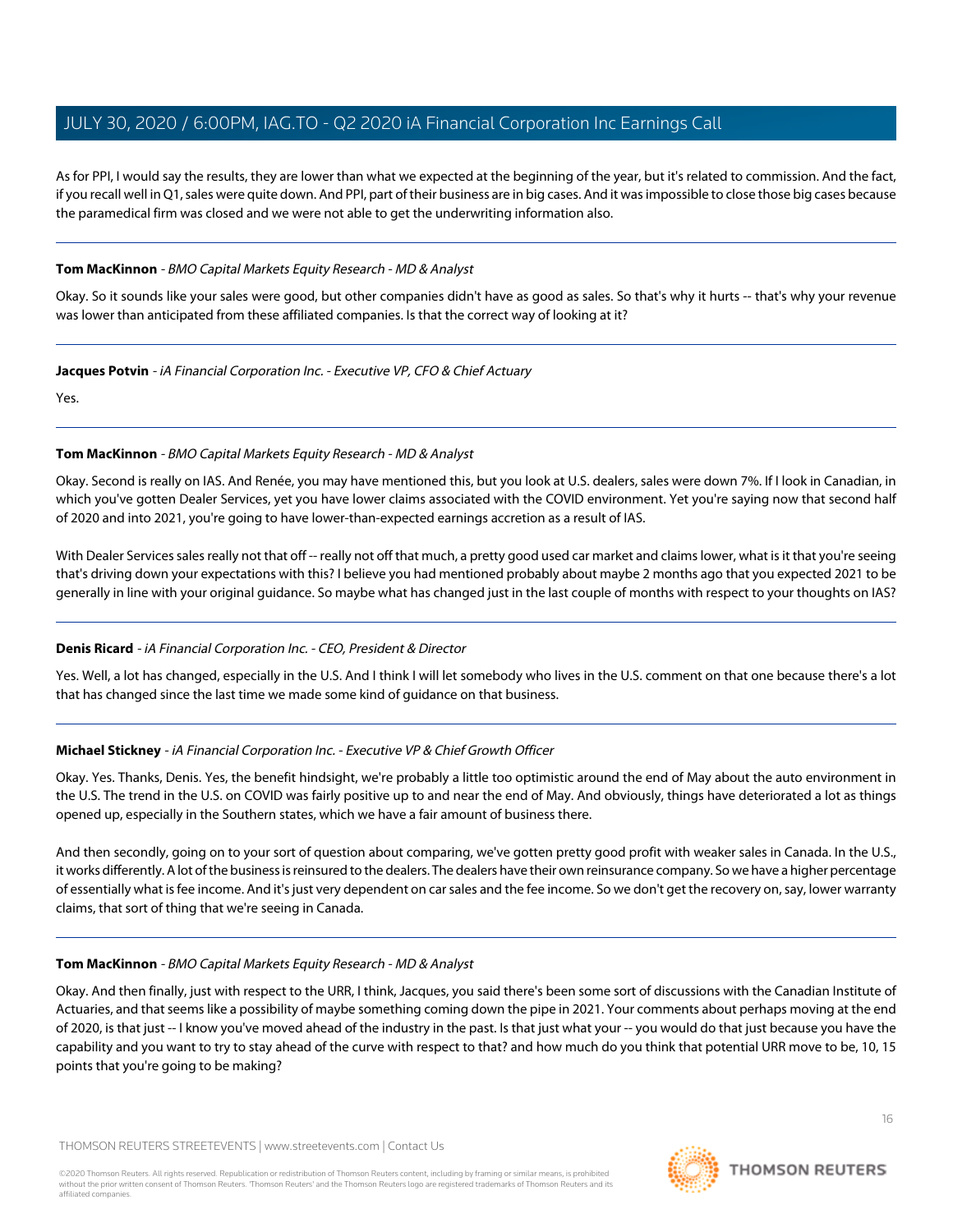As for PPI, I would say the results, they are lower than what we expected at the beginning of the year, but it's related to commission. And the fact, if you recall well in Q1, sales were quite down. And PPI, part of their business are in big cases. And it was impossible to close those big cases because the paramedical firm was closed and we were not able to get the underwriting information also.

---

**Tom MacKinnon** - *BMO Capital Markets Equity Research - MD & Analyst*

Okay. So it sounds like your sales were good, but other companies didn't have as good as sales. So that's why it hurts -- that's why your revenue was lower than anticipated from these affiliated companies. Is that the correct way of looking at it?

---

**Jacques Potvin** - *iA Financial Corporation Inc. - Executive VP, CFO & Chief Actuary*

Yes.

---

**Tom MacKinnon** - *BMO Capital Markets Equity Research - MD & Analyst*

Okay. Second is really on IAS. And Renée, you may have mentioned this, but you look at U.S. dealers, sales were down 7%. If I look in Canadian, in which you've gotten Dealer Services, yet you have lower claims associated with the COVID environment. Yet you're saying now that second half of 2020 and into 2021, you're going to have lower-than-expected earnings accretion as a result of IAS.

With Dealer Services sales really not that off -- really not off that much, a pretty good used car market and claims lower, what is it that you're seeing that's driving down your expectations with this? I believe you had mentioned probably about maybe 2 months ago that you expected 2021 to be generally in line with your original guidance. So maybe what has changed just in the last couple of months with respect to your thoughts on IAS?

---

**Denis Ricard** - *iA Financial Corporation Inc. - CEO, President & Director*

Yes. Well, a lot has changed, especially in the U.S. And I think I will let somebody who lives in the U.S. comment on that one because there's a lot that has changed since the last time we made some kind of guidance on that business.

---

**Michael Stickney** - *iA Financial Corporation Inc. - Executive VP & Chief Growth Officer*

Okay. Yes. Thanks, Denis. Yes, the benefit hindsight, we're probably a little too optimistic around the end of May about the auto environment in the U.S. The trend in the U.S. on COVID was fairly positive up to and near the end of May. And obviously, things have deteriorated a lot as things opened up, especially in the Southern states, which we have a fair amount of business there.

And then secondly, going on to your sort of question about comparing, we've gotten pretty good profit with weaker sales in Canada. In the U.S., it works differently. A lot of the business is reinsured to the dealers. The dealers have their own reinsurance company. So we have a higher percentage of essentially what is fee income. And it's just very dependent on car sales and the fee income. So we don't get the recovery on, say, lower warranty claims, that sort of thing that we're seeing in Canada.

---

**Tom MacKinnon** - *BMO Capital Markets Equity Research - MD & Analyst*

Okay. And then finally, just with respect to the URR, I think, Jacques, you said there's been some sort of discussions with the Canadian Institute of Actuaries, and that seems like a possibility of maybe something coming down the pipe in 2021. Your comments about perhaps moving at the end of 2020, is that just -- I know you've moved ahead of the industry in the past. Is that just what your -- you would do that just because you have the capability and you want to try to stay ahead of the curve with respect to that? and how much do you think that potential URR move to be, 10, 15 points that you're going to be making?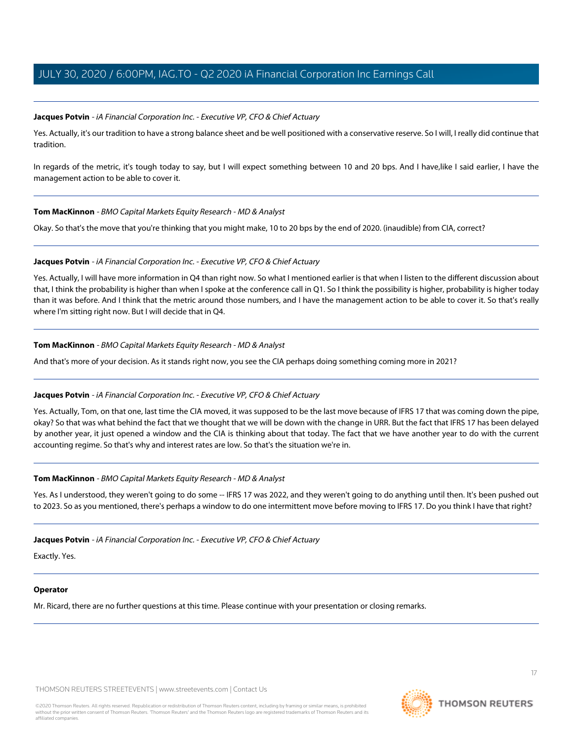**Jacques Potvin** - *iA Financial Corporation Inc. - Executive VP, CFO & Chief Actuary*

Yes. Actually, it's our tradition to have a strong balance sheet and be well positioned with a conservative reserve. So I will, I really did continue that tradition.

In regards of the metric, it's tough today to say, but I will expect something between 10 and 20 bps. And I have,like I said earlier, I have the management action to be able to cover it.

---

**Tom MacKinnon** - *BMO Capital Markets Equity Research - MD & Analyst*

Okay. So that's the move that you're thinking that you might make, 10 to 20 bps by the end of 2020. (inaudible) from CIA, correct?

---

**Jacques Potvin** - *iA Financial Corporation Inc. - Executive VP, CFO & Chief Actuary*

Yes. Actually, I will have more information in Q4 than right now. So what I mentioned earlier is that when I listen to the different discussion about that, I think the probability is higher than when I spoke at the conference call in Q1. So I think the possibility is higher, probability is higher today than it was before. And I think that the metric around those numbers, and I have the management action to be able to cover it. So that's really where I'm sitting right now. But I will decide that in Q4.

---

**Tom MacKinnon** - *BMO Capital Markets Equity Research - MD & Analyst*

And that's more of your decision. As it stands right now, you see the CIA perhaps doing something coming more in 2021?

---

**Jacques Potvin** - *iA Financial Corporation Inc. - Executive VP, CFO & Chief Actuary*

Yes. Actually, Tom, on that one, last time the CIA moved, it was supposed to be the last move because of IFRS 17 that was coming down the pipe, okay? So that was what behind the fact that we thought that we will be down with the change in URR. But the fact that IFRS 17 has been delayed by another year, it just opened a window and the CIA is thinking about that today. The fact that we have another year to do with the current accounting regime. So that's why and interest rates are low. So that's the situation we're in.

---

**Tom MacKinnon** - *BMO Capital Markets Equity Research - MD & Analyst*

Yes. As I understood, they weren't going to do some -- IFRS 17 was 2022, and they weren't going to do anything until then. It's been pushed out to 2023. So as you mentioned, there's perhaps a window to do one intermittent move before moving to IFRS 17. Do you think I have that right?

---

**Jacques Potvin** - *iA Financial Corporation Inc. - Executive VP, CFO & Chief Actuary*

Exactly. Yes.

---

**Operator**

Mr. Ricard, there are no further questions at this time. Please continue with your presentation or closing remarks.

---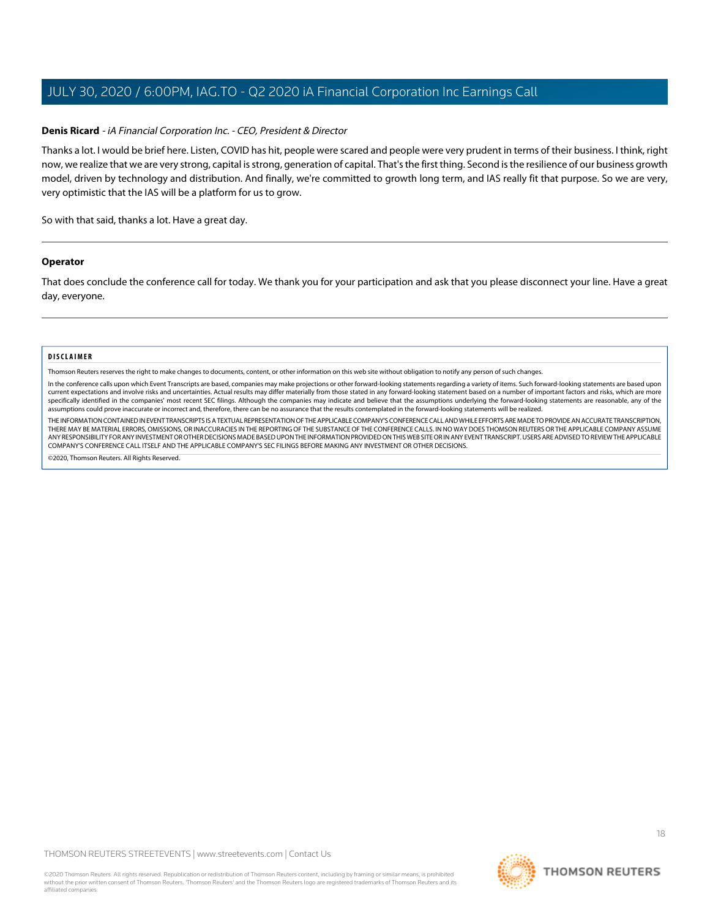**Denis Ricard** - *iA Financial Corporation Inc. - CEO, President & Director*

Thanks a lot. I would be brief here. Listen, COVID has hit, people were scared and people were very prudent in terms of their business. I think, right now, we realize that we are very strong, capital is strong, generation of capital. That's the first thing. Second is the resilience of our business growth model, driven by technology and distribution. And finally, we're committed to growth long term, and IAS really fit that purpose. So we are very, very optimistic that the IAS will be a platform for us to grow.

So with that said, thanks a lot. Have a great day.

---

**Operator**

That does conclude the conference call for today. We thank you for your participation and ask that you please disconnect your line. Have a great day, everyone.

---

**DISCLAIMER**

Thomson Reuters reserves the right to make changes to documents, content, or other information on this web site without obligation to notify any person of such changes.

In the conference calls upon which Event Transcripts are based, companies may make projections or other forward-looking statements regarding a variety of items. Such forward-looking statements are based upon current expectations and involve risks and uncertainties. Actual results may differ materially from those stated in any forward-looking statement based on a number of important factors and risks, which are more specifically identified in the companies' most recent SEC filings. Although the companies may indicate and believe that the assumptions underlying the forward-looking statements are reasonable, any of the assumptions could prove inaccurate or incorrect and, therefore, there can be no assurance that the results contemplated in the forward-looking statements will be realized.

THE INFORMATION CONTAINED IN EVENT TRANSCRIPTS IS A TEXTUAL REPRESENTATION OF THE APPLICABLE COMPANY'S CONFERENCE CALL AND WHILE EFFORTS ARE MADE TO PROVIDE AN ACCURATE TRANSCRIPTION, THERE MAY BE MATERIAL ERRORS, OMISSIONS, OR INACCURACIES IN THE REPORTING OF THE SUBSTANCE OF THE CONFERENCE CALLS. IN NO WAY DOES THOMSON REUTERS OR THE APPLICABLE COMPANY ASSUME ANY RESPONSIBILITY FOR ANY INVESTMENT OR OTHER DECISIONS MADE BASED UPON THE INFORMATION PROVIDED ON THIS WEB SITE OR IN ANY EVENT TRANSCRIPT. USERS ARE ADVISED TO REVIEW THE APPLICABLE COMPANY'S CONFERENCE CALL ITSELF AND THE APPLICABLE COMPANY'S SEC FILINGS BEFORE MAKING ANY INVESTMENT OR OTHER DECISIONS.

©2020, Thomson Reuters. All Rights Reserved.